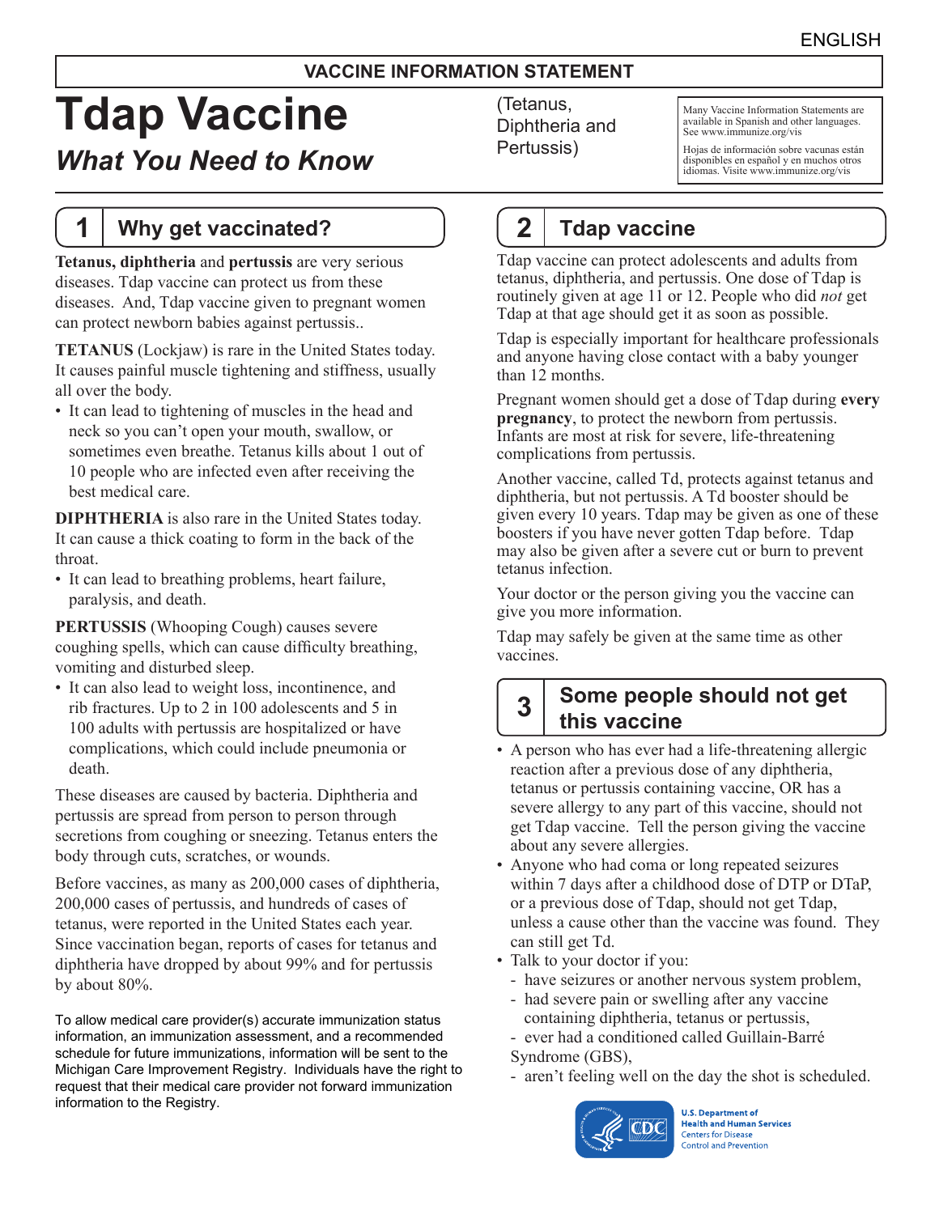ENGLISH

**VACCINE INFORMATION STATEMENT**

# Tdap Vaccine

## *What You Need to Know*

(Tetanus, Diphtheria and Pertussis)

Many Vaccine Information Statements are available in Spanish and other languages. See www.immunize.org/vis

Hojas de información sobre vacunas están disponibles en español y en muchos otros idiomas. Visite www.immunize.org/vis

## 1 Why get vaccinated?

**Tetanus, diphtheria** and **pertussis** are very serious diseases. Tdap vaccine can protect us from these diseases. And, Tdap vaccine given to pregnant women can protect newborn babies against pertussis..

**TETANUS** (Lockjaw) is rare in the United States today. It causes painful muscle tightening and stiffness, usually all over the body.

- It can lead to tightening of muscles in the head and neck so you can't open your mouth, swallow, or sometimes even breathe. Tetanus kills about 1 out of 10 people who are infected even after receiving the best medical care.

**DIPHTHERIA** is also rare in the United States today. It can cause a thick coating to form in the back of the throat.

- It can lead to breathing problems, heart failure, paralysis, and death.

**PERTUSSIS** (Whooping Cough) causes severe coughing spells, which can cause difficulty breathing, vomiting and disturbed sleep.

- It can also lead to weight loss, incontinence, and rib fractures. Up to 2 in 100 adolescents and 5 in 100 adults with pertussis are hospitalized or have complications, which could include pneumonia or death.

These diseases are caused by bacteria. Diphtheria and pertussis are spread from person to person through secretions from coughing or sneezing. Tetanus enters the body through cuts, scratches, or wounds.

Before vaccines, as many as 200,000 cases of diphtheria, 200,000 cases of pertussis, and hundreds of cases of tetanus, were reported in the United States each year. Since vaccination began, reports of cases for tetanus and diphtheria have dropped by about 99% and for pertussis by about 80%.

To allow medical care provider(s) accurate immunization status information, an immunization assessment, and a recommended schedule for future immunizations, information will be sent to the Michigan Care Improvement Registry. Individuals have the right to request that their medical care provider not forward immunization information to the Registry.

## 2 Tdap vaccine

Tdap vaccine can protect adolescents and adults from tetanus, diphtheria, and pertussis. One dose of Tdap is routinely given at age 11 or 12. People who did *not* get Tdap at that age should get it as soon as possible.

Tdap is especially important for healthcare professionals and anyone having close contact with a baby younger than 12 months.

Pregnant women should get a dose of Tdap during **every pregnancy**, to protect the newborn from pertussis. Infants are most at risk for severe, life-threatening complications from pertussis.

Another vaccine, called Td, protects against tetanus and diphtheria, but not pertussis. A Td booster should be given every 10 years. Tdap may be given as one of these boosters if you have never gotten Tdap before. Tdap may also be given after a severe cut or burn to prevent tetanus infection.

Your doctor or the person giving you the vaccine can give you more information.

Tdap may safely be given at the same time as other vaccines.

## 3 Some people should not get this vaccine

- A person who has ever had a life-threatening allergic reaction after a previous dose of any diphtheria, tetanus or pertussis containing vaccine, OR has a severe allergy to any part of this vaccine, should not get Tdap vaccine. Tell the person giving the vaccine about any severe allergies.
- Anyone who had coma or long repeated seizures within 7 days after a childhood dose of DTP or DTaP, or a previous dose of Tdap, should not get Tdap, unless a cause other than the vaccine was found. They can still get Td.
- Talk to your doctor if you:
  - have seizures or another nervous system problem,
  - had severe pain or swelling after any vaccine containing diphtheria, tetanus or pertussis,
  - ever had a conditioned called Guillain-Barré Syndrome (GBS),
  - aren't feeling well on the day the shot is scheduled.

U.S. Department of Health and Human Services
Centers for Disease Control and Prevention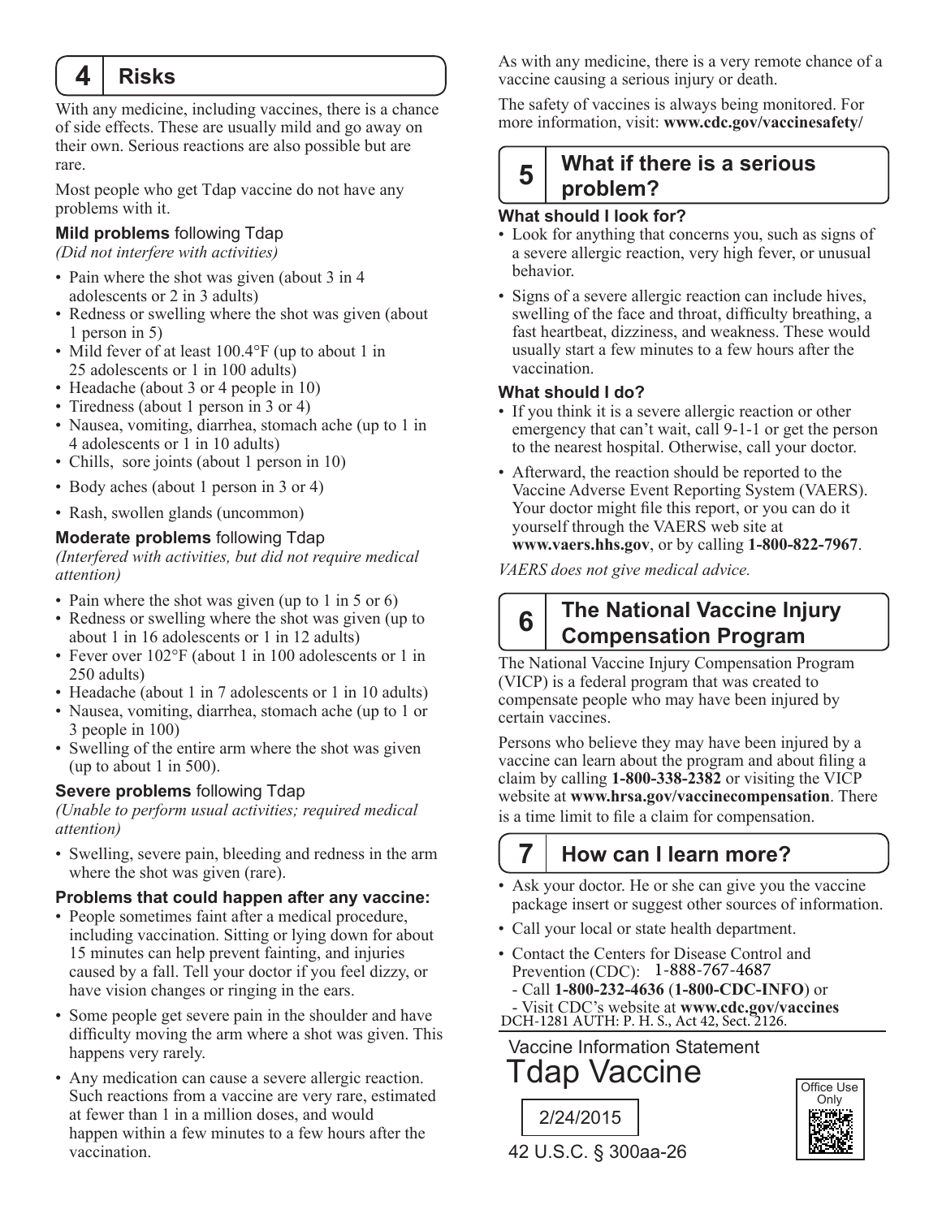## 4 Risks

With any medicine, including vaccines, there is a chance of side effects. These are usually mild and go away on their own. Serious reactions are also possible but are rare.

Most people who get Tdap vaccine do not have any problems with it.

**Mild problems** following Tdap
*(Did not interfere with activities)*

- Pain where the shot was given (about 3 in 4 adolescents or 2 in 3 adults)
- Redness or swelling where the shot was given (about 1 person in 5)
- Mild fever of at least 100.4°F (up to about 1 in 25 adolescents or 1 in 100 adults)
- Headache (about 3 or 4 people in 10)
- Tiredness (about 1 person in 3 or 4)
- Nausea, vomiting, diarrhea, stomach ache (up to 1 in 4 adolescents or 1 in 10 adults)
- Chills, sore joints (about 1 person in 10)
- Body aches (about 1 person in 3 or 4)
- Rash, swollen glands (uncommon)

**Moderate problems** following Tdap
*(Interfered with activities, but did not require medical attention)*

- Pain where the shot was given (up to 1 in 5 or 6)
- Redness or swelling where the shot was given (up to about 1 in 16 adolescents or 1 in 12 adults)
- Fever over 102°F (about 1 in 100 adolescents or 1 in 250 adults)
- Headache (about 1 in 7 adolescents or 1 in 10 adults)
- Nausea, vomiting, diarrhea, stomach ache (up to 1 or 3 people in 100)
- Swelling of the entire arm where the shot was given (up to about 1 in 500).

**Severe problems** following Tdap
*(Unable to perform usual activities; required medical attention)*

- Swelling, severe pain, bleeding and redness in the arm where the shot was given (rare).

**Problems that could happen after any vaccine:**

- People sometimes faint after a medical procedure, including vaccination. Sitting or lying down for about 15 minutes can help prevent fainting, and injuries caused by a fall. Tell your doctor if you feel dizzy, or have vision changes or ringing in the ears.
- Some people get severe pain in the shoulder and have difficulty moving the arm where a shot was given. This happens very rarely.
- Any medication can cause a severe allergic reaction. Such reactions from a vaccine are very rare, estimated at fewer than 1 in a million doses, and would happen within a few minutes to a few hours after the vaccination.

As with any medicine, there is a very remote chance of a vaccine causing a serious injury or death.

The safety of vaccines is always being monitored. For more information, visit: **www.cdc.gov/vaccinesafety/**

## 5 What if there is a serious problem?

**What should I look for?**

- Look for anything that concerns you, such as signs of a severe allergic reaction, very high fever, or unusual behavior.
- Signs of a severe allergic reaction can include hives, swelling of the face and throat, difficulty breathing, a fast heartbeat, dizziness, and weakness. These would usually start a few minutes to a few hours after the vaccination.

**What should I do?**

- If you think it is a severe allergic reaction or other emergency that can't wait, call 9-1-1 or get the person to the nearest hospital. Otherwise, call your doctor.
- Afterward, the reaction should be reported to the Vaccine Adverse Event Reporting System (VAERS). Your doctor might file this report, or you can do it yourself through the VAERS web site at **www.vaers.hhs.gov**, or by calling **1-800-822-7967**.

*VAERS does not give medical advice.*

## 6 The National Vaccine Injury Compensation Program

The National Vaccine Injury Compensation Program (VICP) is a federal program that was created to compensate people who may have been injured by certain vaccines.

Persons who believe they may have been injured by a vaccine can learn about the program and about filing a claim by calling **1-800-338-2382** or visiting the VICP website at **www.hrsa.gov/vaccinecompensation**. There is a time limit to file a claim for compensation.

## 7 How can I learn more?

- Ask your doctor. He or she can give you the vaccine package insert or suggest other sources of information.
- Call your local or state health department.
- Contact the Centers for Disease Control and Prevention (CDC): 1-888-767-4687
  - Call **1-800-232-4636** (**1-800-CDC-INFO**) or
  - Visit CDC's website at **www.cdc.gov/vaccines**

DCH-1281 AUTH: P. H. S., Act 42, Sect. 2126.

Vaccine Information Statement

# Tdap Vaccine

2/24/2015

42 U.S.C. § 300aa-26

Office Use Only